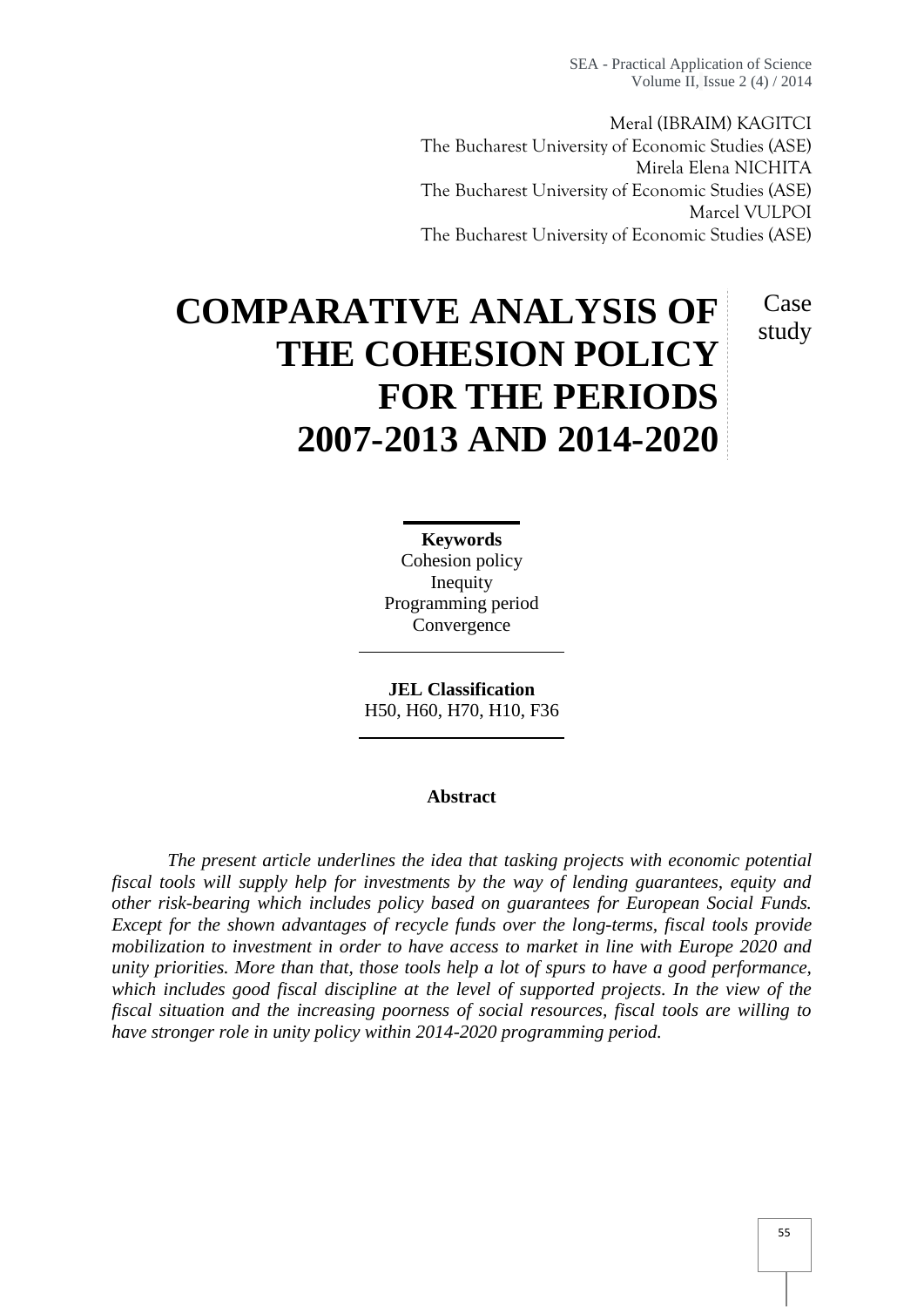Meral (IBRAIM) KAGITCI
The Bucharest University of Economic Studies (ASE)
Mirela Elena NICHITA
The Bucharest University of Economic Studies (ASE)
Marcel VULPOI
The Bucharest University of Economic Studies (ASE)

# COMPARATIVE ANALYSIS OF THE COHESION POLICY FOR THE PERIODS 2007-2013 AND 2014-2020

Case study

**Keywords**
Cohesion policy
Inequity
Programming period
Convergence

**JEL Classification**
H50, H60, H70, H10, F36

**Abstract**

*The present article underlines the idea that tasking projects with economic potential fiscal tools will supply help for investments by the way of lending guarantees, equity and other risk-bearing which includes policy based on guarantees for European Social Funds. Except for the shown advantages of recycle funds over the long-terms, fiscal tools provide mobilization to investment in order to have access to market in line with Europe 2020 and unity priorities. More than that, those tools help a lot of spurs to have a good performance, which includes good fiscal discipline at the level of supported projects. In the view of the fiscal situation and the increasing poorness of social resources, fiscal tools are willing to have stronger role in unity policy within 2014-2020 programming period.*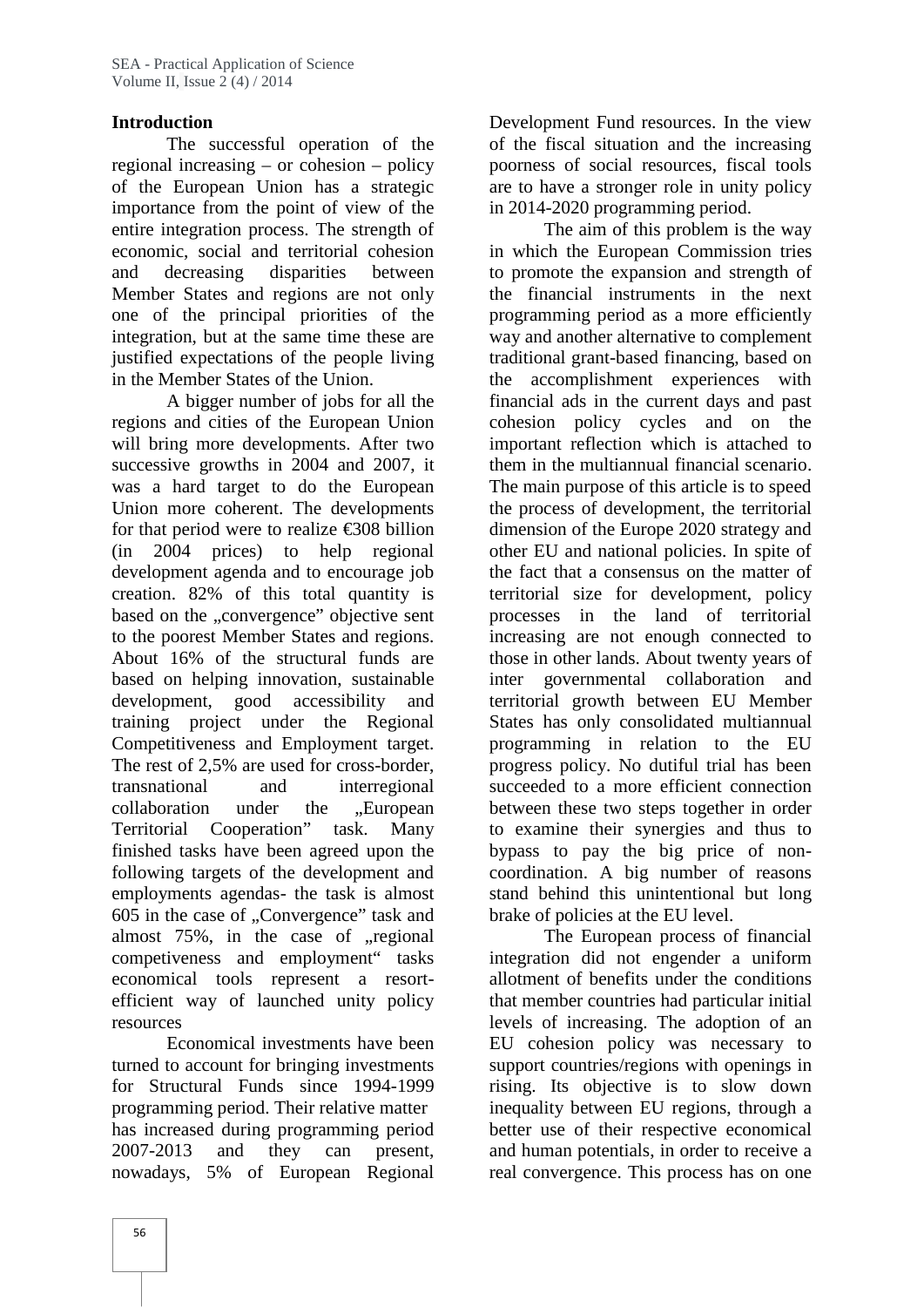## Introduction

The successful operation of the regional increasing – or cohesion – policy of the European Union has a strategic importance from the point of view of the entire integration process. The strength of economic, social and territorial cohesion and decreasing disparities between Member States and regions are not only one of the principal priorities of the integration, but at the same time these are justified expectations of the people living in the Member States of the Union.

A bigger number of jobs for all the regions and cities of the European Union will bring more developments. After two successive growths in 2004 and 2007, it was a hard target to do the European Union more coherent. The developments for that period were to realize €308 billion (in 2004 prices) to help regional development agenda and to encourage job creation. 82% of this total quantity is based on the „convergence" objective sent to the poorest Member States and regions. About 16% of the structural funds are based on helping innovation, sustainable development, good accessibility and training project under the Regional Competitiveness and Employment target. The rest of 2,5% are used for cross-border, transnational and interregional collaboration under the „European Territorial Cooperation" task. Many finished tasks have been agreed upon the following targets of the development and employments agendas- the task is almost 605 in the case of „Convergence" task and almost 75%, in the case of „regional competiveness and employment" tasks economical tools represent a resort-efficient way of launched unity policy resources

Economical investments have been turned to account for bringing investments for Structural Funds since 1994-1999 programming period. Their relative matter has increased during programming period 2007-2013 and they can present, nowadays, 5% of European Regional Development Fund resources. In the view of the fiscal situation and the increasing poorness of social resources, fiscal tools are to have a stronger role in unity policy in 2014-2020 programming period.

The aim of this problem is the way in which the European Commission tries to promote the expansion and strength of the financial instruments in the next programming period as a more efficiently way and another alternative to complement traditional grant-based financing, based on the accomplishment experiences with financial ads in the current days and past cohesion policy cycles and on the important reflection which is attached to them in the multiannual financial scenario. The main purpose of this article is to speed the process of development, the territorial dimension of the Europe 2020 strategy and other EU and national policies. In spite of the fact that a consensus on the matter of territorial size for development, policy processes in the land of territorial increasing are not enough connected to those in other lands. About twenty years of inter governmental collaboration and territorial growth between EU Member States has only consolidated multiannual programming in relation to the EU progress policy. No dutiful trial has been succeeded to a more efficient connection between these two steps together in order to examine their synergies and thus to bypass to pay the big price of non-coordination. A big number of reasons stand behind this unintentional but long brake of policies at the EU level.

The European process of financial integration did not engender a uniform allotment of benefits under the conditions that member countries had particular initial levels of increasing. The adoption of an EU cohesion policy was necessary to support countries/regions with openings in rising. Its objective is to slow down inequality between EU regions, through a better use of their respective economical and human potentials, in order to receive a real convergence. This process has on one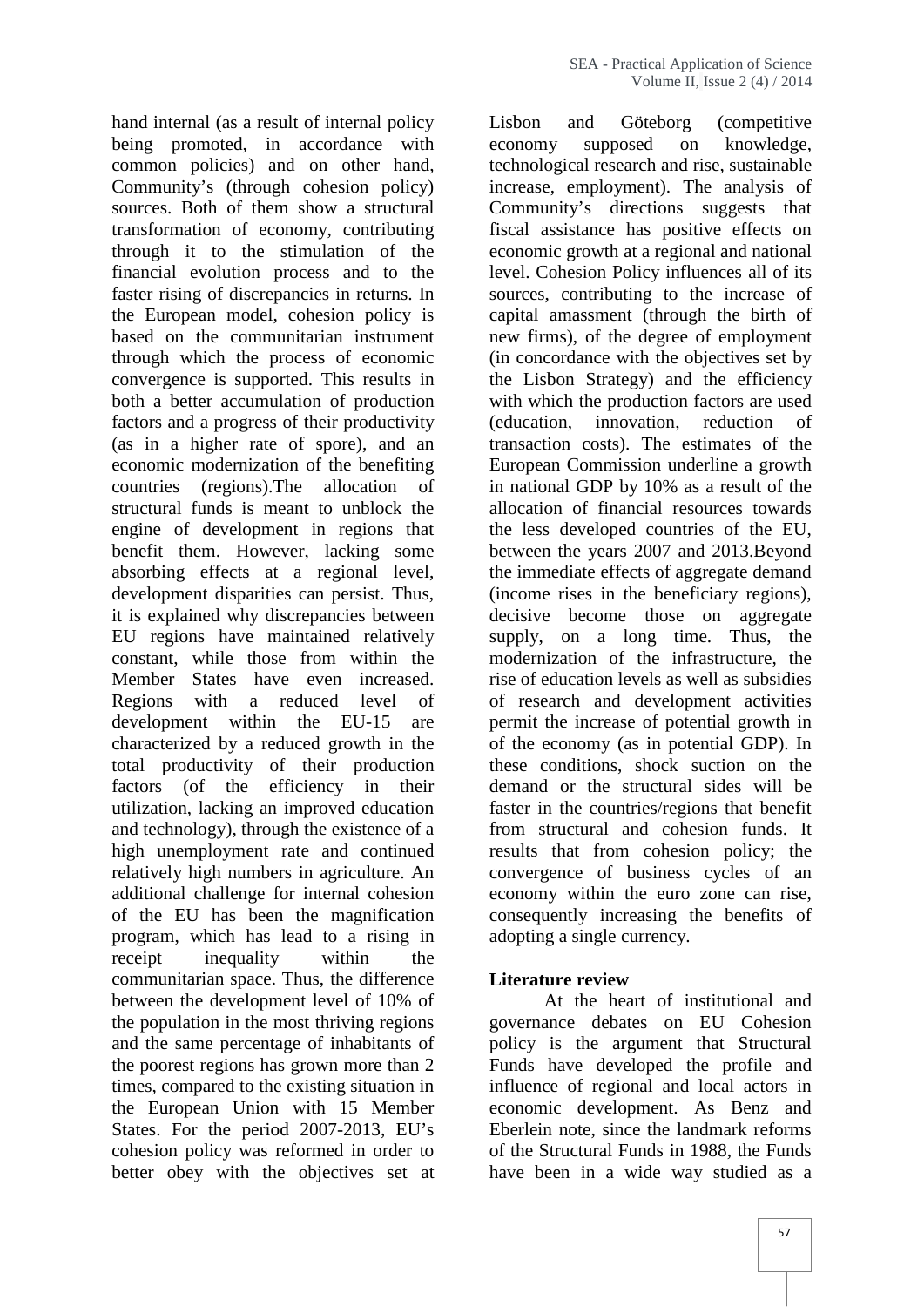hand internal (as a result of internal policy being promoted, in accordance with common policies) and on other hand, Community's (through cohesion policy) sources. Both of them show a structural transformation of economy, contributing through it to the stimulation of the financial evolution process and to the faster rising of discrepancies in returns. In the European model, cohesion policy is based on the communitarian instrument through which the process of economic convergence is supported. This results in both a better accumulation of production factors and a progress of their productivity (as in a higher rate of spore), and an economic modernization of the benefiting countries (regions).The allocation of structural funds is meant to unblock the engine of development in regions that benefit them. However, lacking some absorbing effects at a regional level, development disparities can persist. Thus, it is explained why discrepancies between EU regions have maintained relatively constant, while those from within the Member States have even increased. Regions with a reduced level of development within the EU-15 are characterized by a reduced growth in the total productivity of their production factors (of the efficiency in their utilization, lacking an improved education and technology), through the existence of a high unemployment rate and continued relatively high numbers in agriculture. An additional challenge for internal cohesion of the EU has been the magnification program, which has lead to a rising in receipt inequality within the communitarian space. Thus, the difference between the development level of 10% of the population in the most thriving regions and the same percentage of inhabitants of the poorest regions has grown more than 2 times, compared to the existing situation in the European Union with 15 Member States. For the period 2007-2013, EU's cohesion policy was reformed in order to better obey with the objectives set at Lisbon and Göteborg (competitive economy supposed on knowledge, technological research and rise, sustainable increase, employment). The analysis of Community's directions suggests that fiscal assistance has positive effects on economic growth at a regional and national level. Cohesion Policy influences all of its sources, contributing to the increase of capital amassment (through the birth of new firms), of the degree of employment (in concordance with the objectives set by the Lisbon Strategy) and the efficiency with which the production factors are used (education, innovation, reduction of transaction costs). The estimates of the European Commission underline a growth in national GDP by 10% as a result of the allocation of financial resources towards the less developed countries of the EU, between the years 2007 and 2013.Beyond the immediate effects of aggregate demand (income rises in the beneficiary regions), decisive become those on aggregate supply, on a long time. Thus, the modernization of the infrastructure, the rise of education levels as well as subsidies of research and development activities permit the increase of potential growth in of the economy (as in potential GDP). In these conditions, shock suction on the demand or the structural sides will be faster in the countries/regions that benefit from structural and cohesion funds. It results that from cohesion policy; the convergence of business cycles of an economy within the euro zone can rise, consequently increasing the benefits of adopting a single currency.

## Literature review

At the heart of institutional and governance debates on EU Cohesion policy is the argument that Structural Funds have developed the profile and influence of regional and local actors in economic development. As Benz and Eberlein note, since the landmark reforms of the Structural Funds in 1988, the Funds have been in a wide way studied as a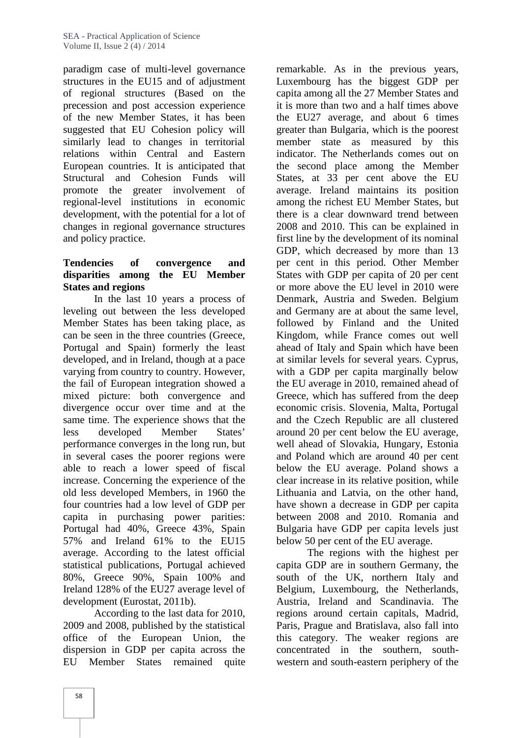paradigm case of multi-level governance structures in the EU15 and of adjustment of regional structures (Based on the precession and post accession experience of the new Member States, it has been suggested that EU Cohesion policy will similarly lead to changes in territorial relations within Central and Eastern European countries. It is anticipated that Structural and Cohesion Funds will promote the greater involvement of regional-level institutions in economic development, with the potential for a lot of changes in regional governance structures and policy practice.

**Tendencies of convergence and disparities among the EU Member States and regions**

In the last 10 years a process of leveling out between the less developed Member States has been taking place, as can be seen in the three countries (Greece, Portugal and Spain) formerly the least developed, and in Ireland, though at a pace varying from country to country. However, the fail of European integration showed a mixed picture: both convergence and divergence occur over time and at the same time. The experience shows that the less developed Member States' performance converges in the long run, but in several cases the poorer regions were able to reach a lower speed of fiscal increase. Concerning the experience of the old less developed Members, in 1960 the four countries had a low level of GDP per capita in purchasing power parities: Portugal had 40%, Greece 43%, Spain 57% and Ireland 61% to the EU15 average. According to the latest official statistical publications, Portugal achieved 80%, Greece 90%, Spain 100% and Ireland 128% of the EU27 average level of development (Eurostat, 2011b).

According to the last data for 2010, 2009 and 2008, published by the statistical office of the European Union, the dispersion in GDP per capita across the EU Member States remained quite remarkable. As in the previous years, Luxembourg has the biggest GDP per capita among all the 27 Member States and it is more than two and a half times above the EU27 average, and about 6 times greater than Bulgaria, which is the poorest member state as measured by this indicator. The Netherlands comes out on the second place among the Member States, at 33 per cent above the EU average. Ireland maintains its position among the richest EU Member States, but there is a clear downward trend between 2008 and 2010. This can be explained in first line by the development of its nominal GDP, which decreased by more than 13 per cent in this period. Other Member States with GDP per capita of 20 per cent or more above the EU level in 2010 were Denmark, Austria and Sweden. Belgium and Germany are at about the same level, followed by Finland and the United Kingdom, while France comes out well ahead of Italy and Spain which have been at similar levels for several years. Cyprus, with a GDP per capita marginally below the EU average in 2010, remained ahead of Greece, which has suffered from the deep economic crisis. Slovenia, Malta, Portugal and the Czech Republic are all clustered around 20 per cent below the EU average, well ahead of Slovakia, Hungary, Estonia and Poland which are around 40 per cent below the EU average. Poland shows a clear increase in its relative position, while Lithuania and Latvia, on the other hand, have shown a decrease in GDP per capita between 2008 and 2010. Romania and Bulgaria have GDP per capita levels just below 50 per cent of the EU average.

The regions with the highest per capita GDP are in southern Germany, the south of the UK, northern Italy and Belgium, Luxembourg, the Netherlands, Austria, Ireland and Scandinavia. The regions around certain capitals, Madrid, Paris, Prague and Bratislava, also fall into this category. The weaker regions are concentrated in the southern, south-western and south-eastern periphery of the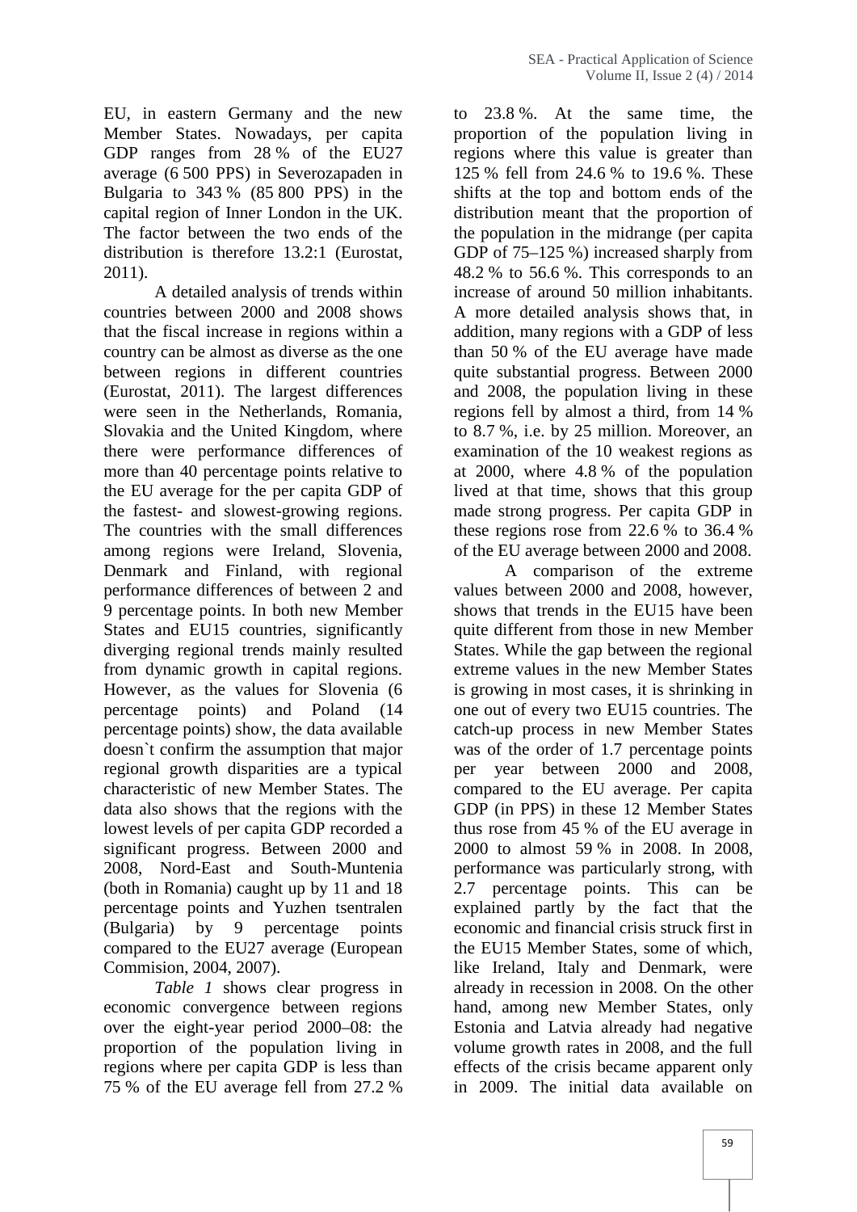EU, in eastern Germany and the new Member States. Nowadays, per capita GDP ranges from 28 % of the EU27 average (6 500 PPS) in Severozapaden in Bulgaria to 343 % (85 800 PPS) in the capital region of Inner London in the UK. The factor between the two ends of the distribution is therefore 13.2:1 (Eurostat, 2011).

A detailed analysis of trends within countries between 2000 and 2008 shows that the fiscal increase in regions within a country can be almost as diverse as the one between regions in different countries (Eurostat, 2011). The largest differences were seen in the Netherlands, Romania, Slovakia and the United Kingdom, where there were performance differences of more than 40 percentage points relative to the EU average for the per capita GDP of the fastest- and slowest-growing regions. The countries with the small differences among regions were Ireland, Slovenia, Denmark and Finland, with regional performance differences of between 2 and 9 percentage points. In both new Member States and EU15 countries, significantly diverging regional trends mainly resulted from dynamic growth in capital regions. However, as the values for Slovenia (6 percentage points) and Poland (14 percentage points) show, the data available doesn`t confirm the assumption that major regional growth disparities are a typical characteristic of new Member States. The data also shows that the regions with the lowest levels of per capita GDP recorded a significant progress. Between 2000 and 2008, Nord-East and South-Muntenia (both in Romania) caught up by 11 and 18 percentage points and Yuzhen tsentralen (Bulgaria) by 9 percentage points compared to the EU27 average (European Commision, 2004, 2007).

*Table 1* shows clear progress in economic convergence between regions over the eight-year period 2000–08: the proportion of the population living in regions where per capita GDP is less than 75 % of the EU average fell from 27.2 % to 23.8 %. At the same time, the proportion of the population living in regions where this value is greater than 125 % fell from 24.6 % to 19.6 %. These shifts at the top and bottom ends of the distribution meant that the proportion of the population in the midrange (per capita GDP of 75–125 %) increased sharply from 48.2 % to 56.6 %. This corresponds to an increase of around 50 million inhabitants. A more detailed analysis shows that, in addition, many regions with a GDP of less than 50 % of the EU average have made quite substantial progress. Between 2000 and 2008, the population living in these regions fell by almost a third, from 14 % to 8.7 %, i.e. by 25 million. Moreover, an examination of the 10 weakest regions as at 2000, where 4.8 % of the population lived at that time, shows that this group made strong progress. Per capita GDP in these regions rose from 22.6 % to 36.4 % of the EU average between 2000 and 2008.

A comparison of the extreme values between 2000 and 2008, however, shows that trends in the EU15 have been quite different from those in new Member States. While the gap between the regional extreme values in the new Member States is growing in most cases, it is shrinking in one out of every two EU15 countries. The catch-up process in new Member States was of the order of 1.7 percentage points per year between 2000 and 2008, compared to the EU average. Per capita GDP (in PPS) in these 12 Member States thus rose from 45 % of the EU average in 2000 to almost 59 % in 2008. In 2008, performance was particularly strong, with 2.7 percentage points. This can be explained partly by the fact that the economic and financial crisis struck first in the EU15 Member States, some of which, like Ireland, Italy and Denmark, were already in recession in 2008. On the other hand, among new Member States, only Estonia and Latvia already had negative volume growth rates in 2008, and the full effects of the crisis became apparent only in 2009. The initial data available on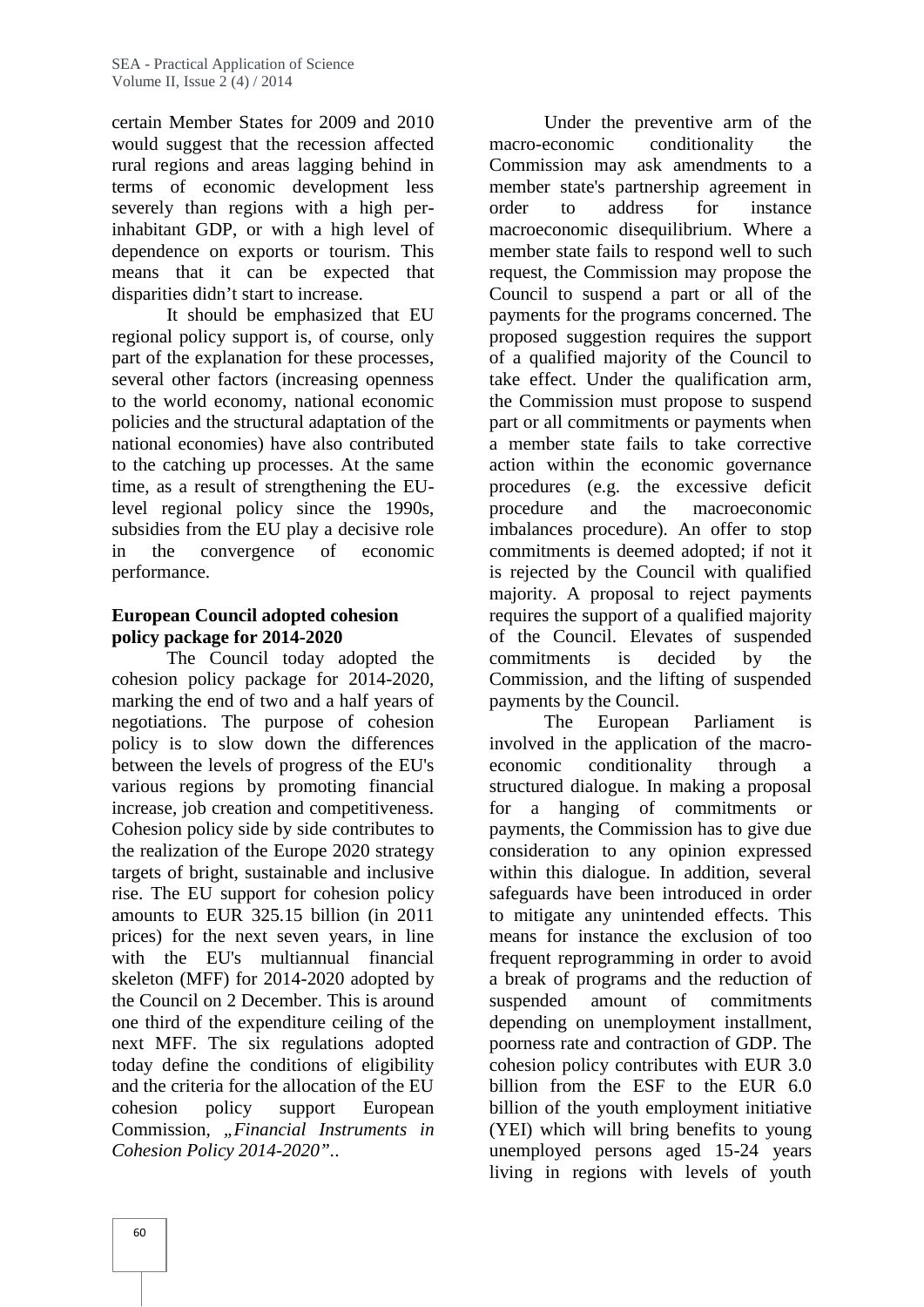certain Member States for 2009 and 2010 would suggest that the recession affected rural regions and areas lagging behind in terms of economic development less severely than regions with a high per-inhabitant GDP, or with a high level of dependence on exports or tourism. This means that it can be expected that disparities didn't start to increase.

It should be emphasized that EU regional policy support is, of course, only part of the explanation for these processes, several other factors (increasing openness to the world economy, national economic policies and the structural adaptation of the national economies) have also contributed to the catching up processes. At the same time, as a result of strengthening the EU-level regional policy since the 1990s, subsidies from the EU play a decisive role in the convergence of economic performance.

**European Council adopted cohesion policy package for 2014-2020**

The Council today adopted the cohesion policy package for 2014-2020, marking the end of two and a half years of negotiations. The purpose of cohesion policy is to slow down the differences between the levels of progress of the EU's various regions by promoting financial increase, job creation and competitiveness. Cohesion policy side by side contributes to the realization of the Europe 2020 strategy targets of bright, sustainable and inclusive rise. The EU support for cohesion policy amounts to EUR 325.15 billion (in 2011 prices) for the next seven years, in line with the EU's multiannual financial skeleton (MFF) for 2014-2020 adopted by the Council on 2 December. This is around one third of the expenditure ceiling of the next MFF. The six regulations adopted today define the conditions of eligibility and the criteria for the allocation of the EU cohesion policy support European Commission, „*Financial Instruments in Cohesion Policy 2014-2020*"..

Under the preventive arm of the macro-economic conditionality the Commission may ask amendments to a member state's partnership agreement in order to address for instance macroeconomic disequilibrium. Where a member state fails to respond well to such request, the Commission may propose the Council to suspend a part or all of the payments for the programs concerned. The proposed suggestion requires the support of a qualified majority of the Council to take effect. Under the qualification arm, the Commission must propose to suspend part or all commitments or payments when a member state fails to take corrective action within the economic governance procedures (e.g. the excessive deficit procedure and the macroeconomic imbalances procedure). An offer to stop commitments is deemed adopted; if not it is rejected by the Council with qualified majority. A proposal to reject payments requires the support of a qualified majority of the Council. Elevates of suspended commitments is decided by the Commission, and the lifting of suspended payments by the Council.

The European Parliament is involved in the application of the macro-economic conditionality through a structured dialogue. In making a proposal for a hanging of commitments or payments, the Commission has to give due consideration to any opinion expressed within this dialogue. In addition, several safeguards have been introduced in order to mitigate any unintended effects. This means for instance the exclusion of too frequent reprogramming in order to avoid a break of programs and the reduction of suspended amount of commitments depending on unemployment installment, poorness rate and contraction of GDP. The cohesion policy contributes with EUR 3.0 billion from the ESF to the EUR 6.0 billion of the youth employment initiative (YEI) which will bring benefits to young unemployed persons aged 15-24 years living in regions with levels of youth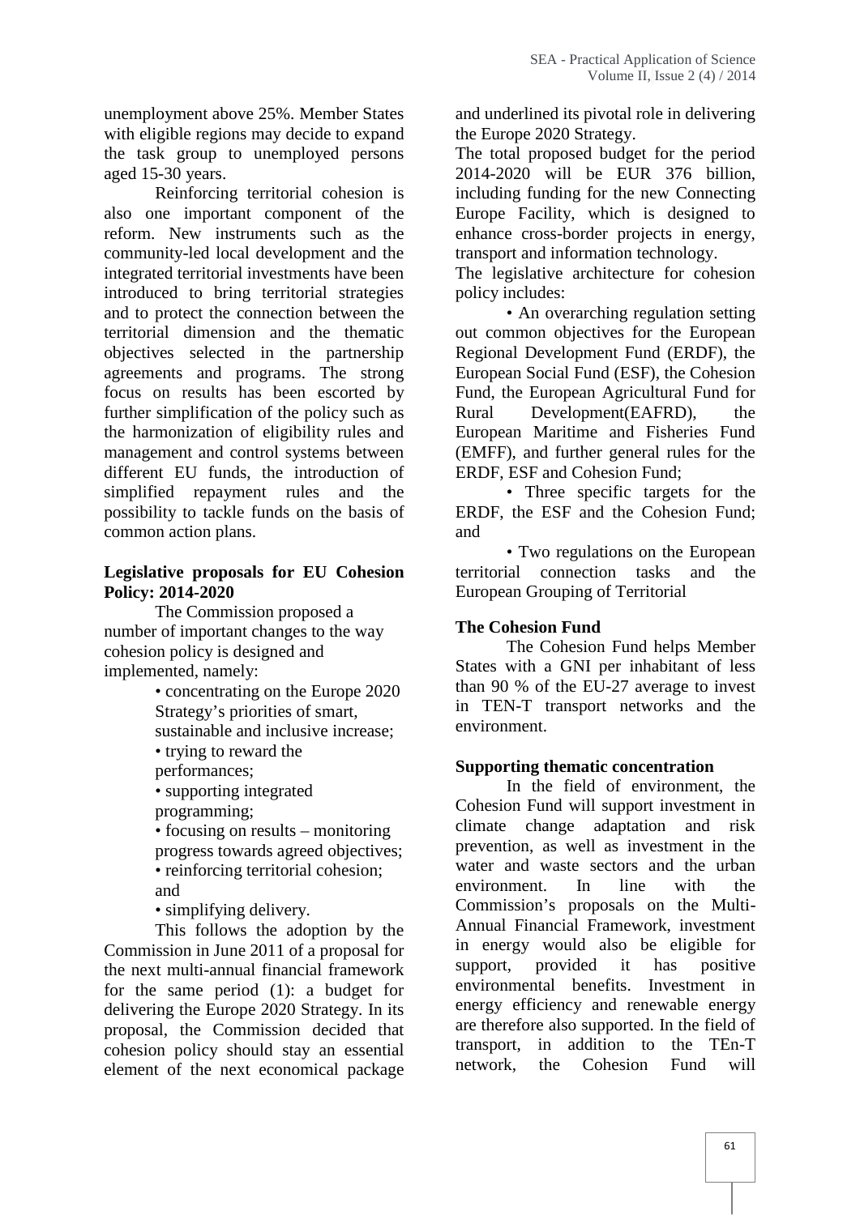unemployment above 25%. Member States with eligible regions may decide to expand the task group to unemployed persons aged 15-30 years.

Reinforcing territorial cohesion is also one important component of the reform. New instruments such as the community-led local development and the integrated territorial investments have been introduced to bring territorial strategies and to protect the connection between the territorial dimension and the thematic objectives selected in the partnership agreements and programs. The strong focus on results has been escorted by further simplification of the policy such as the harmonization of eligibility rules and management and control systems between different EU funds, the introduction of simplified repayment rules and the possibility to tackle funds on the basis of common action plans.

**Legislative proposals for EU Cohesion Policy: 2014-2020**

The Commission proposed a number of important changes to the way cohesion policy is designed and implemented, namely:

- concentrating on the Europe 2020 Strategy's priorities of smart, sustainable and inclusive increase;
- trying to reward the performances;
- supporting integrated programming;
- focusing on results – monitoring progress towards agreed objectives;
- reinforcing territorial cohesion; and
- simplifying delivery.

This follows the adoption by the Commission in June 2011 of a proposal for the next multi-annual financial framework for the same period (1): a budget for delivering the Europe 2020 Strategy. In its proposal, the Commission decided that cohesion policy should stay an essential element of the next economical package and underlined its pivotal role in delivering the Europe 2020 Strategy.

The total proposed budget for the period 2014-2020 will be EUR 376 billion, including funding for the new Connecting Europe Facility, which is designed to enhance cross-border projects in energy, transport and information technology.

The legislative architecture for cohesion policy includes:

- An overarching regulation setting out common objectives for the European Regional Development Fund (ERDF), the European Social Fund (ESF), the Cohesion Fund, the European Agricultural Fund for Rural Development(EAFRD), the European Maritime and Fisheries Fund (EMFF), and further general rules for the ERDF, ESF and Cohesion Fund;
- Three specific targets for the ERDF, the ESF and the Cohesion Fund; and
- Two regulations on the European territorial connection tasks and the European Grouping of Territorial

**The Cohesion Fund**

The Cohesion Fund helps Member States with a GNI per inhabitant of less than 90 % of the EU-27 average to invest in TEN-T transport networks and the environment.

**Supporting thematic concentration**

In the field of environment, the Cohesion Fund will support investment in climate change adaptation and risk prevention, as well as investment in the water and waste sectors and the urban environment. In line with the Commission's proposals on the Multi-Annual Financial Framework, investment in energy would also be eligible for support, provided it has positive environmental benefits. Investment in energy efficiency and renewable energy are therefore also supported. In the field of transport, in addition to the TEn-T network, the Cohesion Fund will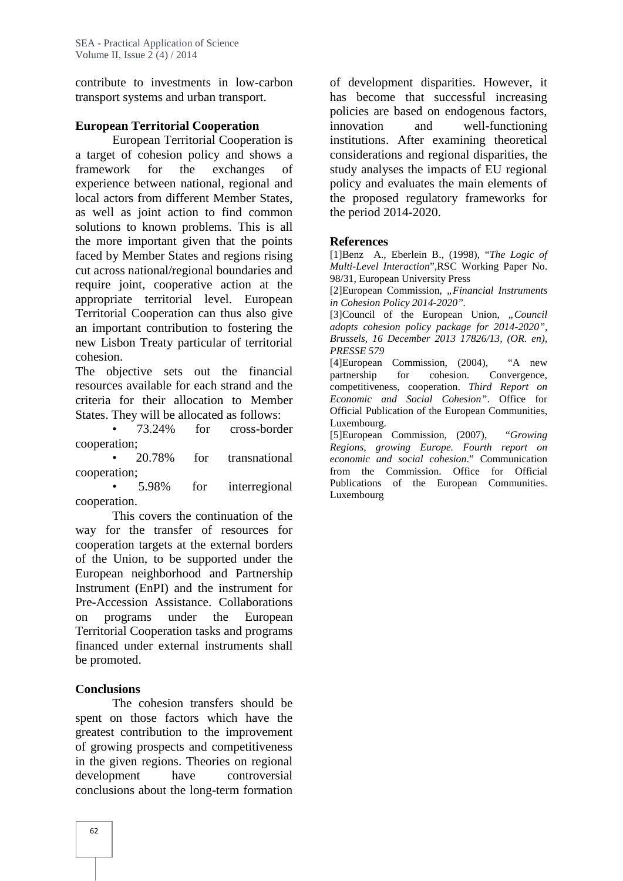contribute to investments in low-carbon transport systems and urban transport.

## European Territorial Cooperation

European Territorial Cooperation is a target of cohesion policy and shows a framework for the exchanges of experience between national, regional and local actors from different Member States, as well as joint action to find common solutions to known problems. This is all the more important given that the points faced by Member States and regions rising cut across national/regional boundaries and require joint, cooperative action at the appropriate territorial level. European Territorial Cooperation can thus also give an important contribution to fostering the new Lisbon Treaty particular of territorial cohesion.

The objective sets out the financial resources available for each strand and the criteria for their allocation to Member States. They will be allocated as follows:

- 73.24% for cross-border cooperation;
- 20.78% for transnational cooperation;
- 5.98% for interregional cooperation.

This covers the continuation of the way for the transfer of resources for cooperation targets at the external borders of the Union, to be supported under the European neighborhood and Partnership Instrument (EnPI) and the instrument for Pre-Accession Assistance. Collaborations on programs under the European Territorial Cooperation tasks and programs financed under external instruments shall be promoted.

## Conclusions

The cohesion transfers should be spent on those factors which have the greatest contribution to the improvement of growing prospects and competitiveness in the given regions. Theories on regional development have controversial conclusions about the long-term formation of development disparities. However, it has become that successful increasing policies are based on endogenous factors, innovation and well-functioning institutions. After examining theoretical considerations and regional disparities, the study analyses the impacts of EU regional policy and evaluates the main elements of the proposed regulatory frameworks for the period 2014-2020.

## References

[1]Benz A., Eberlein B., (1998), "*The Logic of Multi-Level Interaction*",RSC Working Paper No. 98/31, European University Press

[2]European Commission, „*Financial Instruments in Cohesion Policy 2014-2020”*.

[3]Council of the European Union, *„Council adopts cohesion policy package for 2014-2020", Brussels, 16 December 2013 17826/13, (OR. en), PRESSE 579*

[4]European Commission, (2004), "A new partnership for cohesion. Convergence, competitiveness, cooperation. *Third Report on Economic and Social Cohesion"*. Office for Official Publication of the European Communities, Luxembourg.

[5]European Commission, (2007), "*Growing Regions, growing Europe. Fourth report on economic and social cohesion*." Communication from the Commission. Office for Official Publications of the European Communities. Luxembourg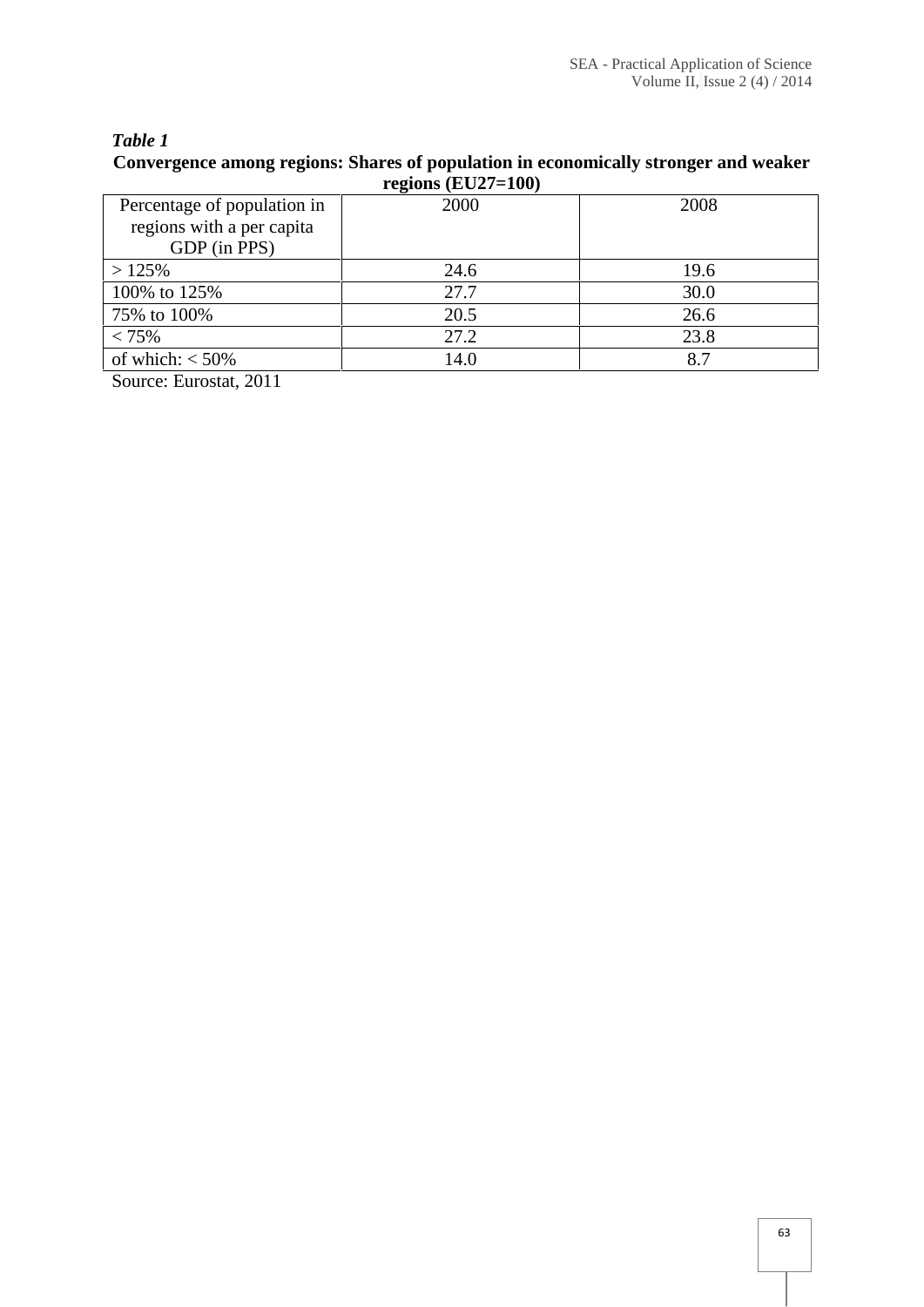***Table 1***

**Convergence among regions: Shares of population in economically stronger and weaker regions (EU27=100)**

| Percentage of population in regions with a per capita GDP (in PPS) | 2000 | 2008 |
|---|---|---|
| > 125% | 24.6 | 19.6 |
| 100% to 125% | 27.7 | 30.0 |
| 75% to 100% | 20.5 | 26.6 |
| < 75% | 27.2 | 23.8 |
| of which: < 50% | 14.0 | 8.7 |

Source: Eurostat, 2011